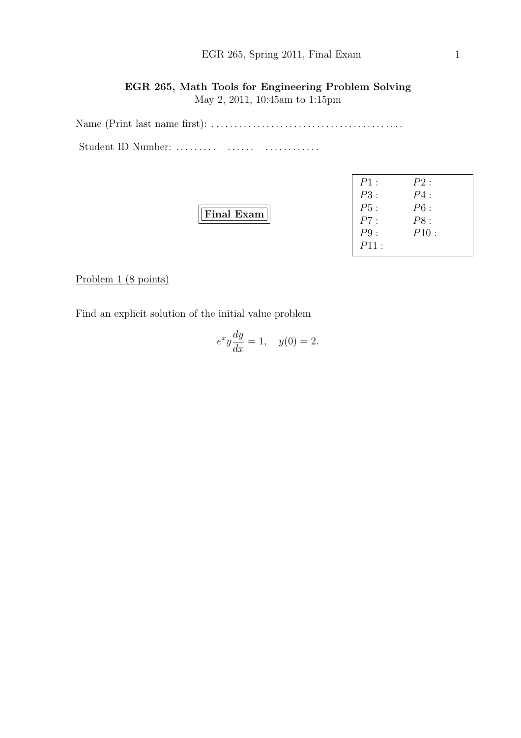**EGR 265, Math Tools for Engineering Problem Solving**

May 2, 2011, 10:45am to 1:15pm

Name (Print last name first): ..........................................

Student ID Number: ......... ...... ............

**Final Exam**

| | |
|---|---|
| $P1$ : | $P2$ : |
| $P3$ : | $P4$ : |
| $P5$ : | $P6$ : |
| $P7$ : | $P8$ : |
| $P9$ : | $P10$ : |
| $P11$ : | |

Problem 1 (8 points)

Find an explicit solution of the initial value problem

$$e^x y \frac{dy}{dx} = 1, \quad y(0) = 2.$$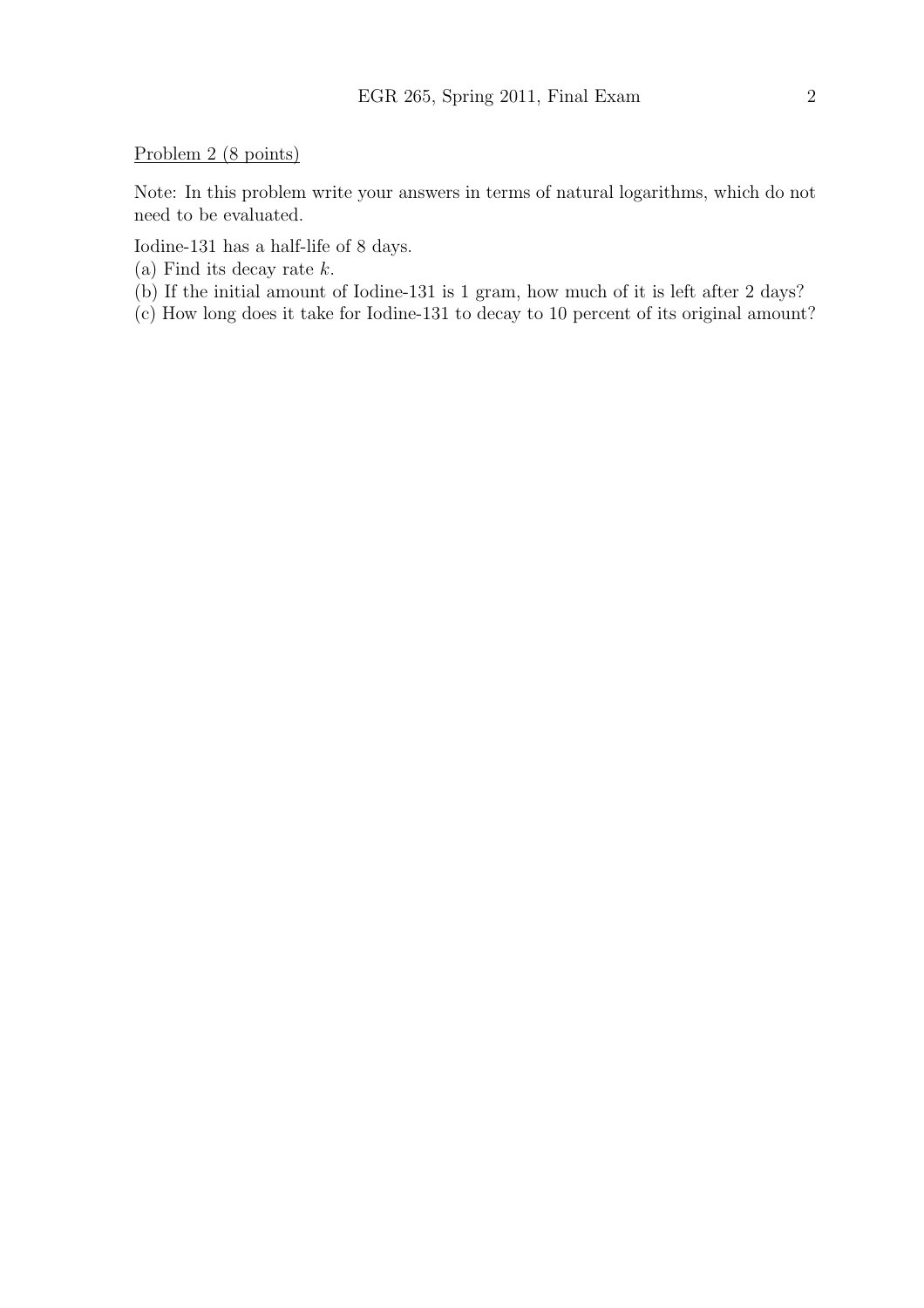Problem 2 (8 points)

Note: In this problem write your answers in terms of natural logarithms, which do not need to be evaluated.

Iodine-131 has a half-life of 8 days.

(a) Find its decay rate $k$.

(b) If the initial amount of Iodine-131 is 1 gram, how much of it is left after 2 days?

(c) How long does it take for Iodine-131 to decay to 10 percent of its original amount?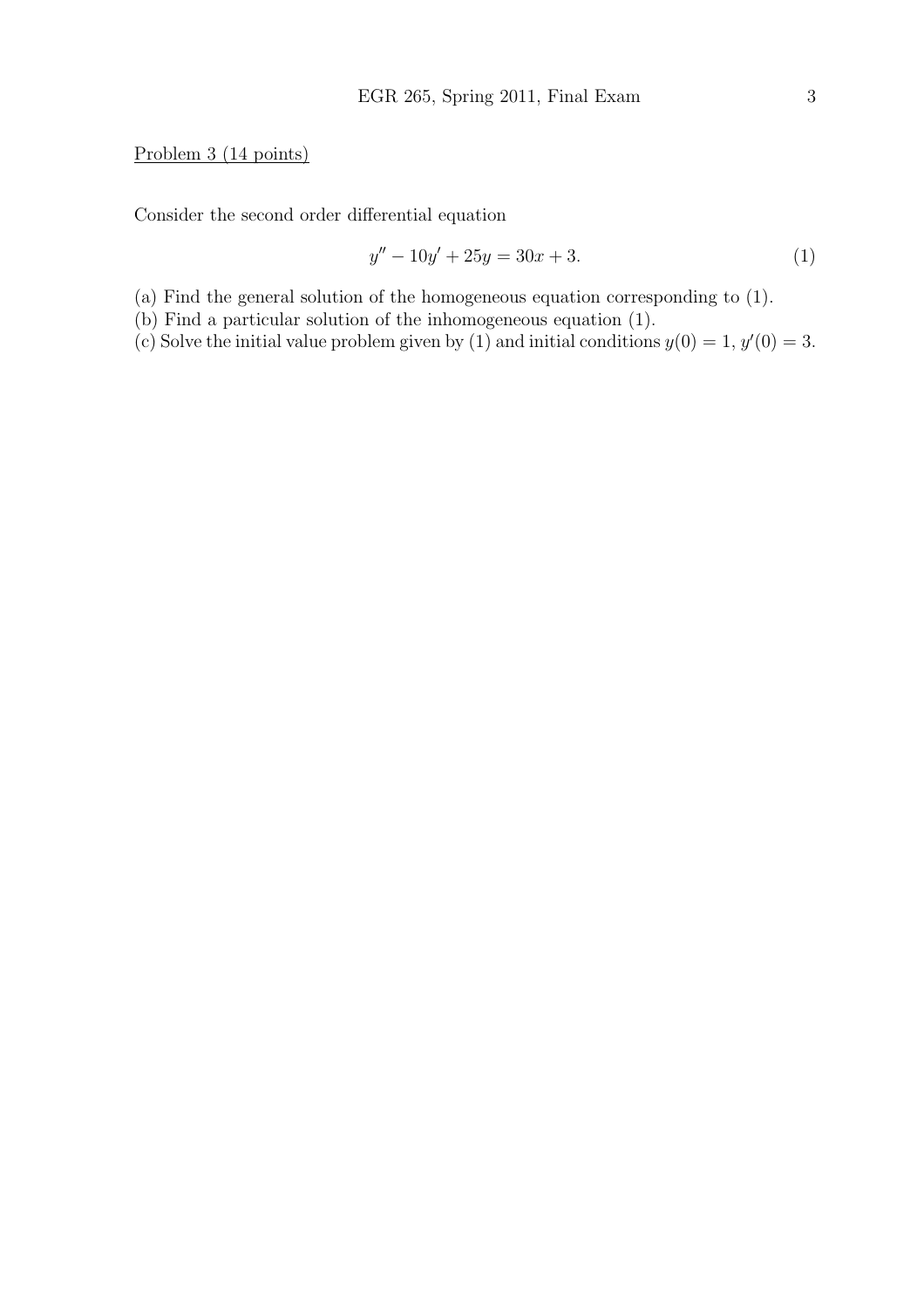Problem 3 (14 points)

Consider the second order differential equation

$$y'' - 10y' + 25y = 30x + 3. \tag{1}$$

(a) Find the general solution of the homogeneous equation corresponding to (1).
(b) Find a particular solution of the inhomogeneous equation (1).
(c) Solve the initial value problem given by (1) and initial conditions $y(0) = 1$, $y'(0) = 3$.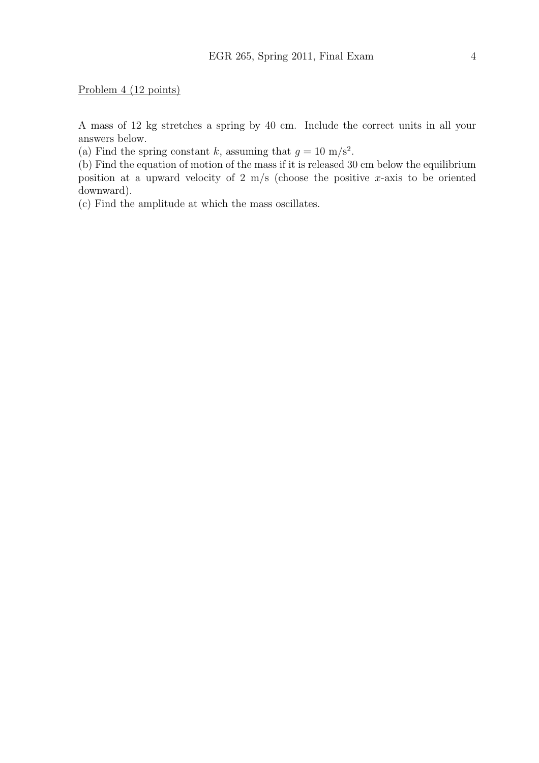Problem 4 (12 points)

A mass of 12 kg stretches a spring by 40 cm. Include the correct units in all your answers below.

(a) Find the spring constant $k$, assuming that $g = 10$ m/s$^2$.

(b) Find the equation of motion of the mass if it is released 30 cm below the equilibrium position at a upward velocity of 2 m/s (choose the positive $x$-axis to be oriented downward).

(c) Find the amplitude at which the mass oscillates.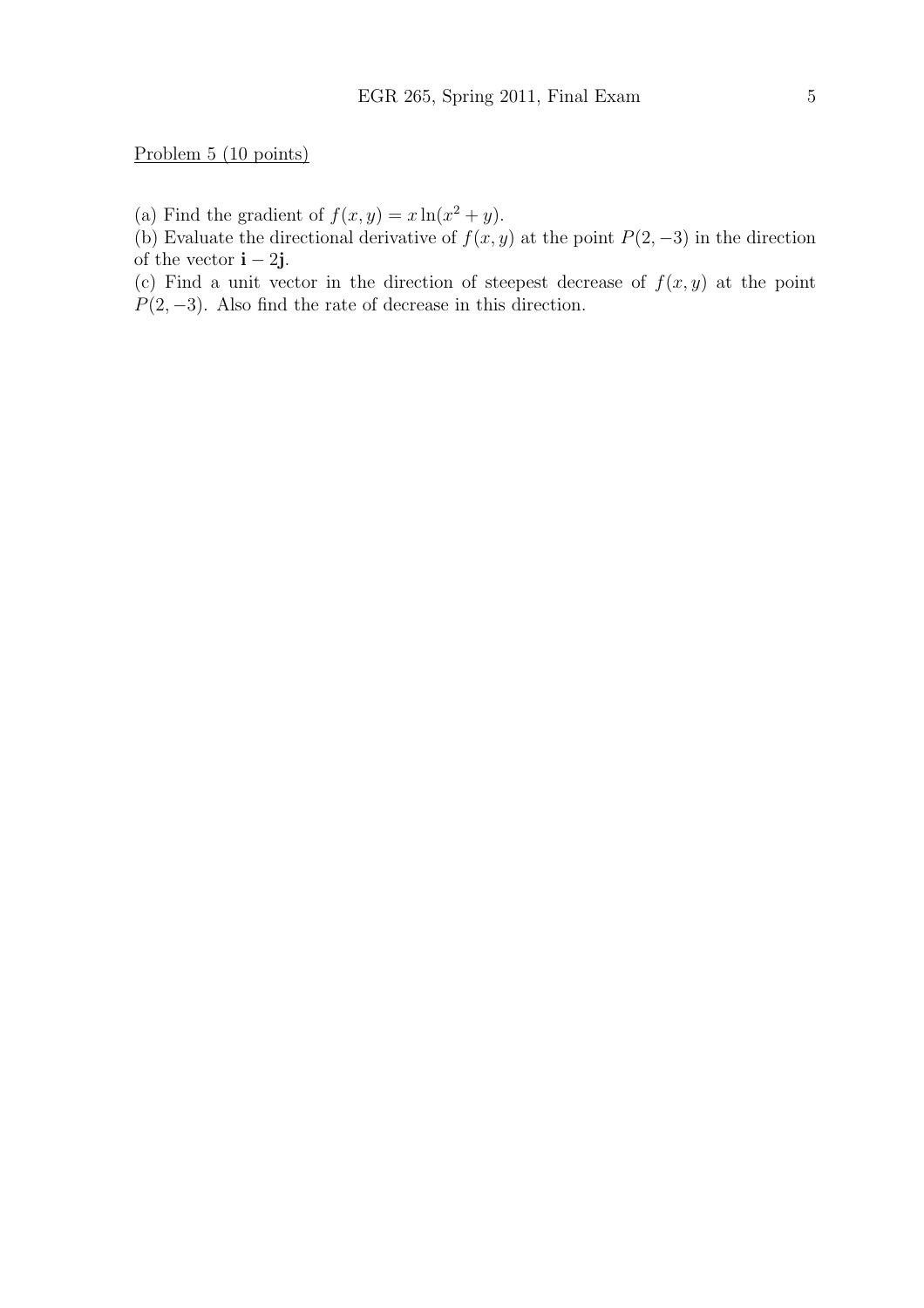Problem 5 (10 points)

(a) Find the gradient of $f(x, y) = x \ln(x^2 + y)$.

(b) Evaluate the directional derivative of $f(x, y)$ at the point $P(2, -3)$ in the direction of the vector $\mathbf{i} - 2\mathbf{j}$.

(c) Find a unit vector in the direction of steepest decrease of $f(x, y)$ at the point $P(2, -3)$. Also find the rate of decrease in this direction.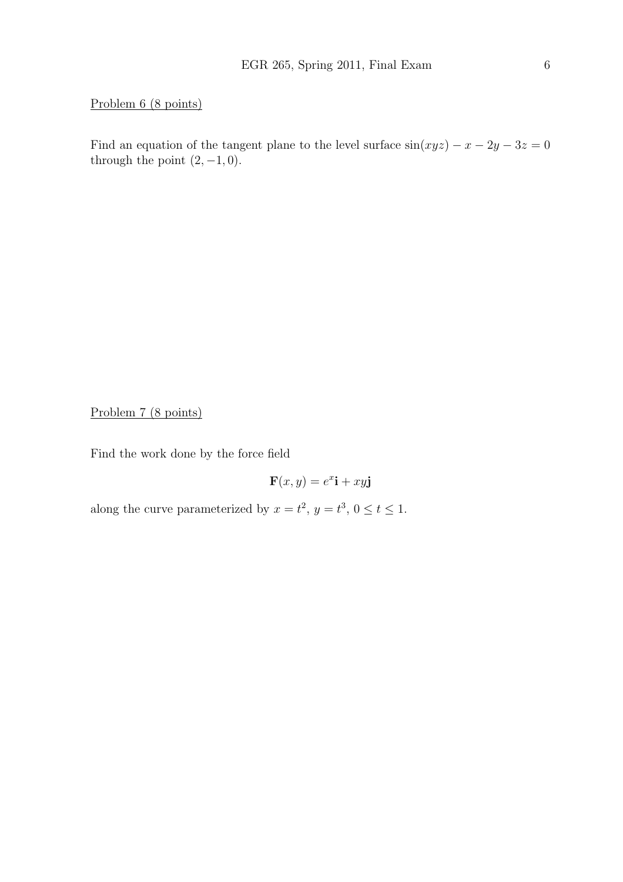Problem 6 (8 points)

Find an equation of the tangent plane to the level surface $\sin(xyz) - x - 2y - 3z = 0$ through the point $(2, -1, 0)$.

Problem 7 (8 points)

Find the work done by the force field

$$\mathbf{F}(x, y) = e^x \mathbf{i} + xy\mathbf{j}$$

along the curve parameterized by $x = t^2$, $y = t^3$, $0 \leq t \leq 1$.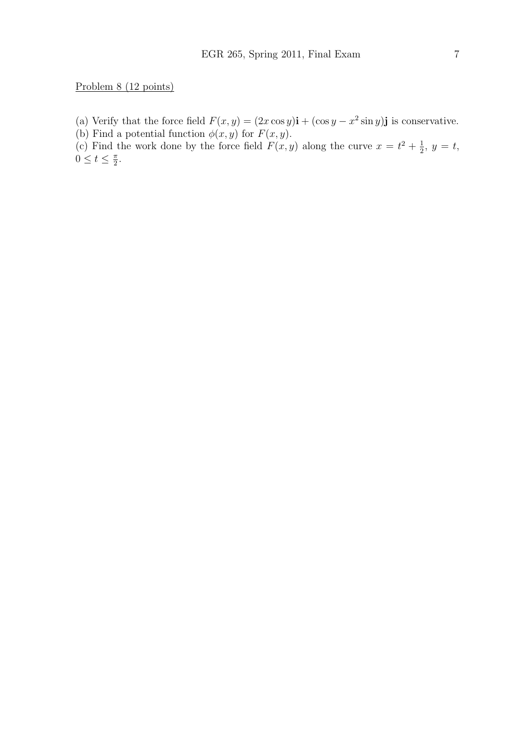Problem 8 (12 points)

(a) Verify that the force field $F(x, y) = (2x \cos y)\mathbf{i} + (\cos y - x^2 \sin y)\mathbf{j}$ is conservative.
(b) Find a potential function $\phi(x, y)$ for $F(x, y)$.
(c) Find the work done by the force field $F(x, y)$ along the curve $x = t^2 + \frac{1}{2}$, $y = t$, $0 \leq t \leq \frac{\pi}{2}$.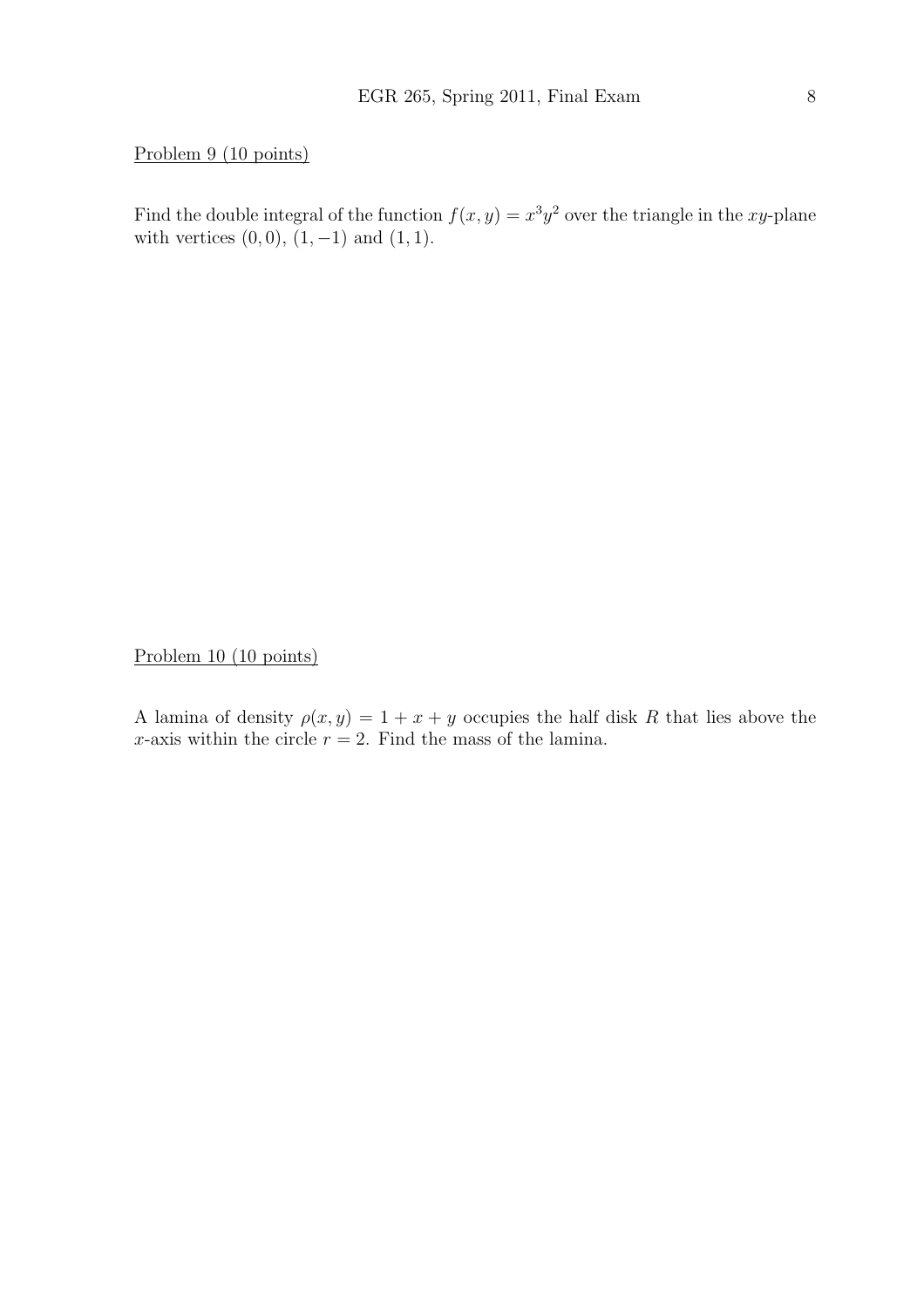Problem 9 (10 points)

Find the double integral of the function $f(x, y) = x^3y^2$ over the triangle in the $xy$-plane with vertices $(0, 0)$, $(1, -1)$ and $(1, 1)$.

Problem 10 (10 points)

A lamina of density $\rho(x, y) = 1 + x + y$ occupies the half disk $R$ that lies above the $x$-axis within the circle $r = 2$. Find the mass of the lamina.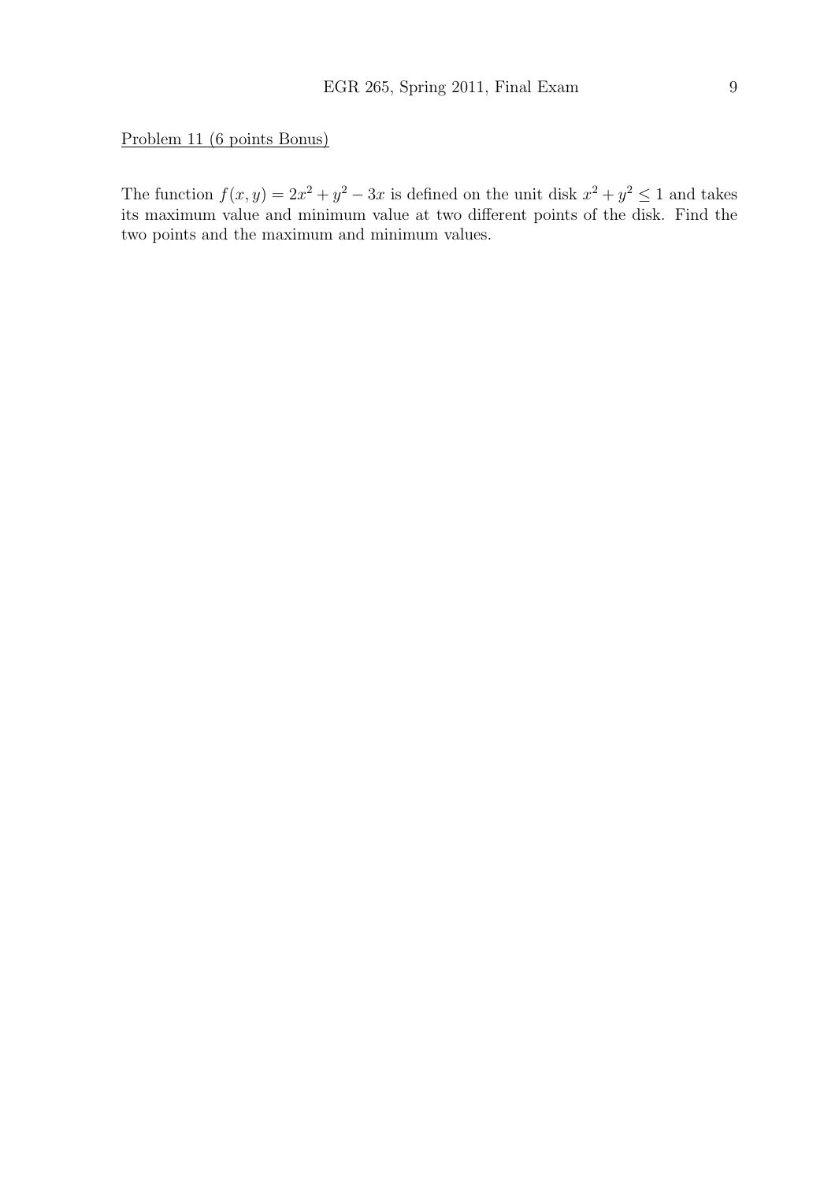Problem 11 (6 points Bonus)

The function $f(x, y) = 2x^2 + y^2 - 3x$ is defined on the unit disk $x^2 + y^2 \leq 1$ and takes its maximum value and minimum value at two different points of the disk. Find the two points and the maximum and minimum values.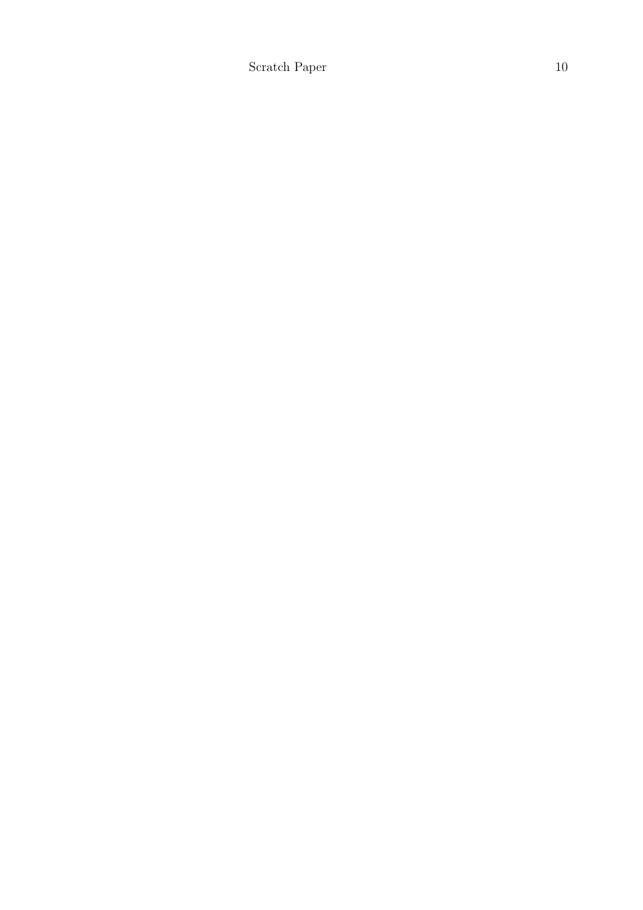Scratch Paper